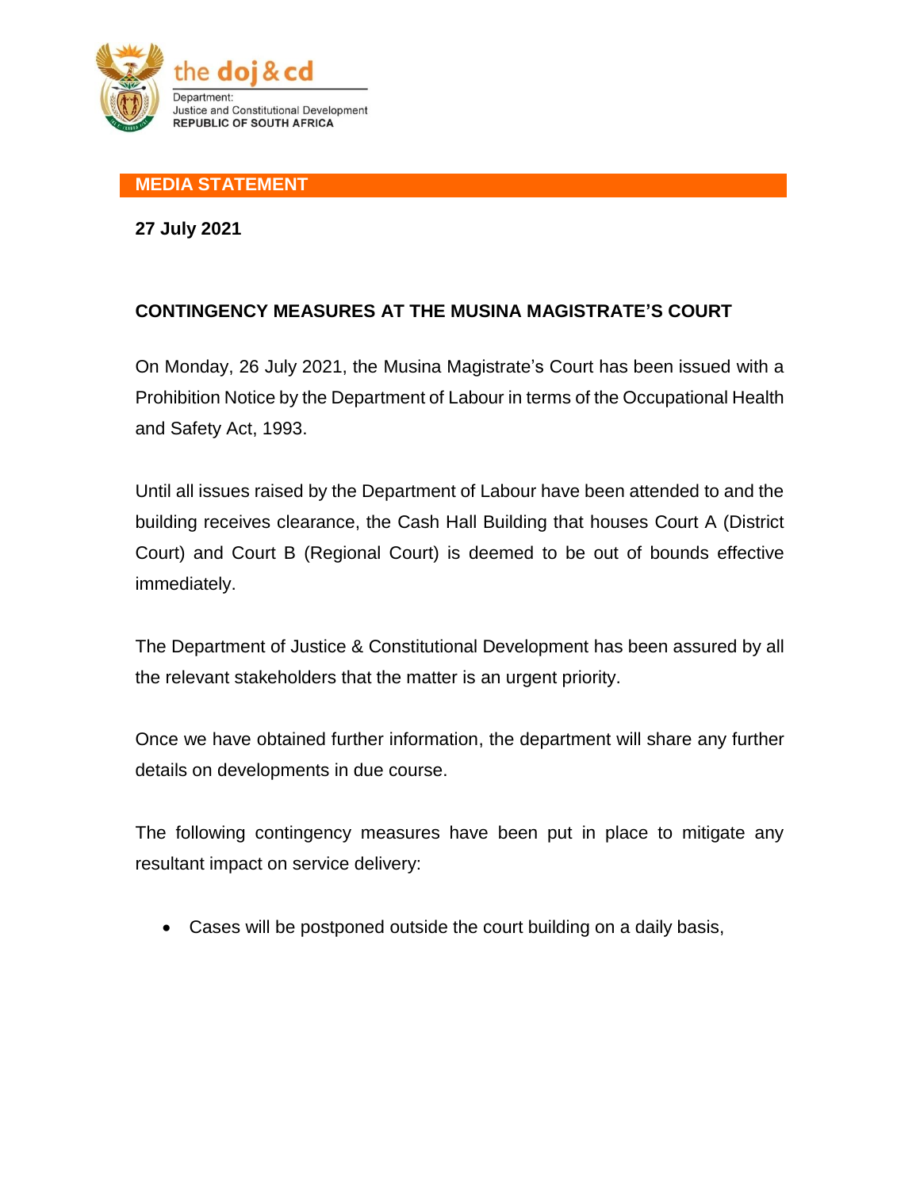the doj & cd

Department:
Justice and Constitutional Development
REPUBLIC OF SOUTH AFRICA

**MEDIA STATEMENT**

**27 July 2021**

## CONTINGENCY MEASURES AT THE MUSINA MAGISTRATE'S COURT

On Monday, 26 July 2021, the Musina Magistrate's Court has been issued with a Prohibition Notice by the Department of Labour in terms of the Occupational Health and Safety Act, 1993.

Until all issues raised by the Department of Labour have been attended to and the building receives clearance, the Cash Hall Building that houses Court A (District Court) and Court B (Regional Court) is deemed to be out of bounds effective immediately.

The Department of Justice & Constitutional Development has been assured by all the relevant stakeholders that the matter is an urgent priority.

Once we have obtained further information, the department will share any further details on developments in due course.

The following contingency measures have been put in place to mitigate any resultant impact on service delivery:

- Cases will be postponed outside the court building on a daily basis,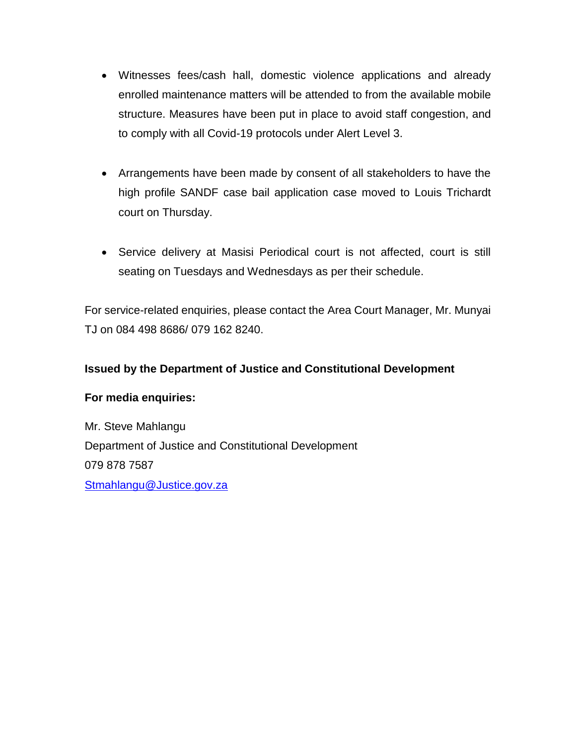- Witnesses fees/cash hall, domestic violence applications and already enrolled maintenance matters will be attended to from the available mobile structure. Measures have been put in place to avoid staff congestion, and to comply with all Covid-19 protocols under Alert Level 3.

- Arrangements have been made by consent of all stakeholders to have the high profile SANDF case bail application case moved to Louis Trichardt court on Thursday.

- Service delivery at Masisi Periodical court is not affected, court is still seating on Tuesdays and Wednesdays as per their schedule.

For service-related enquiries, please contact the Area Court Manager, Mr. Munyai TJ on 084 498 8686/ 079 162 8240.

**Issued by the Department of Justice and Constitutional Development**

**For media enquiries:**

Mr. Steve Mahlangu
Department of Justice and Constitutional Development
079 878 7587
Stmahlangu@Justice.gov.za